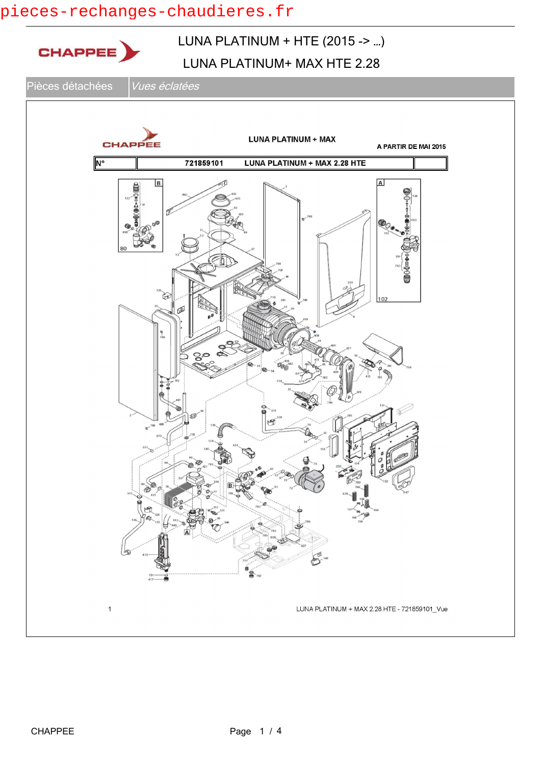pieces-rechanges-chaudieres.fr

# LUNA PLATINUM + HTE (2015 -> ...)

## LUNA PLATINUM+ MAX HTE 2.28

| Pièces détachées | *Vues éclatées* |
| --- | --- |

LUNA PLATINUM + MAX

A PARTIR DE MAI 2015

| N° | 721859101 LUNA PLATINUM + MAX 2.28 HTE | |
| --- | --- | --- |

1 LUNA PLATINUM + MAX 2.28 HTE - 721859101_Vue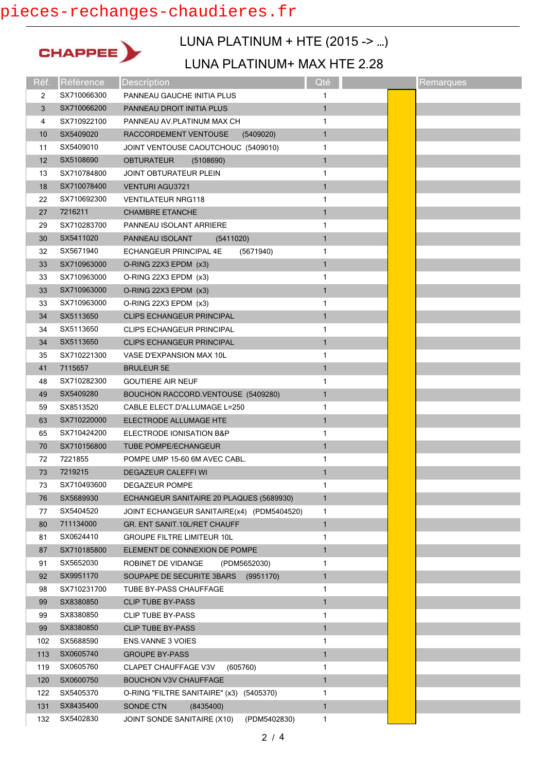# LUNA PLATINUM + HTE (2015 -> ...)

## LUNA PLATINUM+ MAX HTE 2.28

CHAPPEE

| Réf. | Référence | Description | Qté | | Remarques |
|---|---|---|---|---|---|
| 2 | SX710066300 | PANNEAU GAUCHE INITIA PLUS | 1 | | |
| 3 | SX710066200 | PANNEAU DROIT INITIA PLUS | 1 | | |
| 4 | SX710922100 | PANNEAU AV.PLATINUM MAX CH | 1 | | |
| 10 | SX5409020 | RACCORDEMENT VENTOUSE (5409020) | 1 | | |
| 11 | SX5409010 | JOINT VENTOUSE CAOUTCHOUC (5409010) | 1 | | |
| 12 | SX5108690 | OBTURATEUR (5108690) | 1 | | |
| 13 | SX710784800 | JOINT OBTURATEUR PLEIN | 1 | | |
| 18 | SX710078400 | VENTURI AGU3721 | 1 | | |
| 22 | SX710692300 | VENTILATEUR NRG118 | 1 | | |
| 27 | 7216211 | CHAMBRE ETANCHE | 1 | | |
| 29 | SX710283700 | PANNEAU ISOLANT ARRIERE | 1 | | |
| 30 | SX5411020 | PANNEAU ISOLANT (5411020) | 1 | | |
| 32 | SX5671940 | ECHANGEUR PRINCIPAL 4E (5671940) | 1 | | |
| 33 | SX710963000 | O-RING 22X3 EPDM (x3) | 1 | | |
| 33 | SX710963000 | O-RING 22X3 EPDM (x3) | 1 | | |
| 33 | SX710963000 | O-RING 22X3 EPDM (x3) | 1 | | |
| 33 | SX710963000 | O-RING 22X3 EPDM (x3) | 1 | | |
| 34 | SX5113650 | CLIPS ECHANGEUR PRINCIPAL | 1 | | |
| 34 | SX5113650 | CLIPS ECHANGEUR PRINCIPAL | 1 | | |
| 34 | SX5113650 | CLIPS ECHANGEUR PRINCIPAL | 1 | | |
| 35 | SX710221300 | VASE D'EXPANSION MAX 10L | 1 | | |
| 41 | 7115657 | BRULEUR 5E | 1 | | |
| 48 | SX710282300 | GOUTIERE AIR NEUF | 1 | | |
| 49 | SX5409280 | BOUCHON RACCORD.VENTOUSE (5409280) | 1 | | |
| 59 | SX8513520 | CABLE ELECT.D'ALLUMAGE L=250 | 1 | | |
| 63 | SX710220000 | ELECTRODE ALLUMAGE HTE | 1 | | |
| 65 | SX710424200 | ELECTRODE IONISATION B&P | 1 | | |
| 70 | SX710156800 | TUBE POMPE/ECHANGEUR | 1 | | |
| 72 | 7221855 | POMPE UMP 15-60 6M AVEC CABL. | 1 | | |
| 73 | 7219215 | DEGAZEUR CALEFFI WI | 1 | | |
| 73 | SX710493600 | DEGAZEUR POMPE | 1 | | |
| 76 | SX5689930 | ECHANGEUR SANITAIRE 20 PLAQUES (5689930) | 1 | | |
| 77 | SX5404520 | JOINT ECHANGEUR SANITAIRE(x4) (PDM5404520) | 1 | | |
| 80 | 711134000 | GR. ENT SANIT.10L/RET CHAUFF | 1 | | |
| 81 | SX0624410 | GROUPE FILTRE LIMITEUR 10L | 1 | | |
| 87 | SX710185800 | ELEMENT DE CONNEXION DE POMPE | 1 | | |
| 91 | SX5652030 | ROBINET DE VIDANGE (PDM5652030) | 1 | | |
| 92 | SX9951170 | SOUPAPE DE SECURITE 3BARS (9951170) | 1 | | |
| 98 | SX710231700 | TUBE BY-PASS CHAUFFAGE | 1 | | |
| 99 | SX8380850 | CLIP TUBE BY-PASS | 1 | | |
| 99 | SX8380850 | CLIP TUBE BY-PASS | 1 | | |
| 99 | SX8380850 | CLIP TUBE BY-PASS | 1 | | |
| 102 | SX5688590 | ENS.VANNE 3 VOIES | 1 | | |
| 113 | SX0605740 | GROUPE BY-PASS | 1 | | |
| 119 | SX0605760 | CLAPET CHAUFFAGE V3V (605760) | 1 | | |
| 120 | SX0600750 | BOUCHON V3V CHAUFFAGE | 1 | | |
| 122 | SX5405370 | O-RING "FILTRE SANITAIRE" (x3) (5405370) | 1 | | |
| 131 | SX8435400 | SONDE CTN (8435400) | 1 | | |
| 132 | SX5402830 | JOINT SONDE SANITAIRE (X10) (PDM5402830) | 1 | | |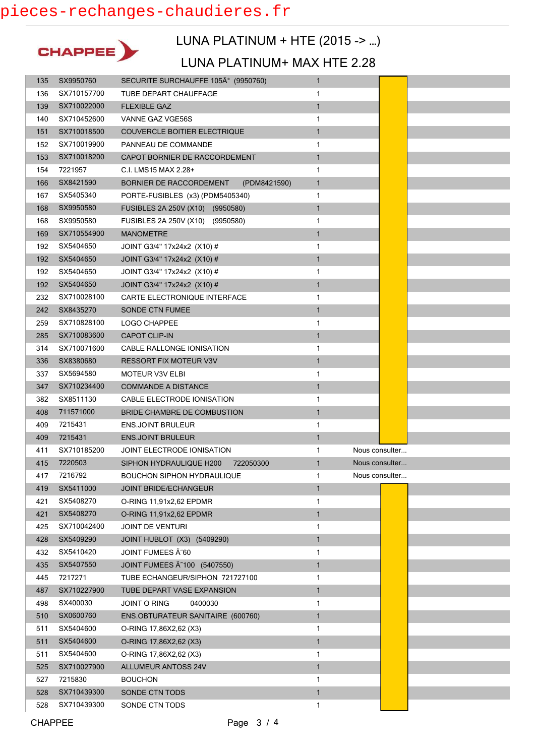# LUNA PLATINUM + HTE (2015 -> ...)

## LUNA PLATINUM+ MAX HTE 2.28

CHAPPEE

| | | | | |
|---|---|---|---|---|
| 135 | SX9950760 | SECURITE SURCHAUFFE 105Â° (9950760) | 1 | |
| 136 | SX710157700 | TUBE DEPART CHAUFFAGE | 1 | |
| 139 | SX710022000 | FLEXIBLE GAZ | 1 | |
| 140 | SX710452600 | VANNE GAZ VGE56S | 1 | |
| 151 | SX710018500 | COUVERCLE BOITIER ELECTRIQUE | 1 | |
| 152 | SX710019900 | PANNEAU DE COMMANDE | 1 | |
| 153 | SX710018200 | CAPOT BORNIER DE RACCORDEMENT | 1 | |
| 154 | 7221957 | C.I. LMS15 MAX 2.28+ | 1 | |
| 166 | SX8421590 | BORNIER DE RACCORDEMENT (PDM8421590) | 1 | |
| 167 | SX5405340 | PORTE-FUSIBLES (x3) (PDM5405340) | 1 | |
| 168 | SX9950580 | FUSIBLES 2A 250V (X10) (9950580) | 1 | |
| 168 | SX9950580 | FUSIBLES 2A 250V (X10) (9950580) | 1 | |
| 169 | SX710554900 | MANOMETRE | 1 | |
| 192 | SX5404650 | JOINT G3/4" 17x24x2 (X10) # | 1 | |
| 192 | SX5404650 | JOINT G3/4" 17x24x2 (X10) # | 1 | |
| 192 | SX5404650 | JOINT G3/4" 17x24x2 (X10) # | 1 | |
| 192 | SX5404650 | JOINT G3/4" 17x24x2 (X10) # | 1 | |
| 232 | SX710028100 | CARTE ELECTRONIQUE INTERFACE | 1 | |
| 242 | SX8435270 | SONDE CTN FUMEE | 1 | |
| 259 | SX710828100 | LOGO CHAPPEE | 1 | |
| 285 | SX710083600 | CAPOT CLIP-IN | 1 | |
| 314 | SX710071600 | CABLE RALLONGE IONISATION | 1 | |
| 336 | SX8380680 | RESSORT FIX MOTEUR V3V | 1 | |
| 337 | SX5694580 | MOTEUR V3V ELBI | 1 | |
| 347 | SX710234400 | COMMANDE A DISTANCE | 1 | |
| 382 | SX8511130 | CABLE ELECTRODE IONISATION | 1 | |
| 408 | 711571000 | BRIDE CHAMBRE DE COMBUSTION | 1 | |
| 409 | 7215431 | ENS.JOINT BRULEUR | 1 | |
| 409 | 7215431 | ENS.JOINT BRULEUR | 1 | |
| 411 | SX710185200 | JOINT ELECTRODE IONISATION | 1 | Nous consulter... |
| 415 | 7220503 | SIPHON HYDRAULIQUE H200 722050300 | 1 | Nous consulter... |
| 417 | 7216792 | BOUCHON SIPHON HYDRAULIQUE | 1 | Nous consulter... |
| 419 | SX5411000 | JOINT BRIDE/ECHANGEUR | 1 | |
| 421 | SX5408270 | O-RING 11,91x2,62 EPDMR | 1 | |
| 421 | SX5408270 | O-RING 11,91x2,62 EPDMR | 1 | |
| 425 | SX710042400 | JOINT DE VENTURI | 1 | |
| 428 | SX5409290 | JOINT HUBLOT (X3) (5409290) | 1 | |
| 432 | SX5410420 | JOINT FUMEES Ã˜60 | 1 | |
| 435 | SX5407550 | JOINT FUMEES Ã˜100 (5407550) | 1 | |
| 445 | 7217271 | TUBE ECHANGEUR/SIPHON 721727100 | 1 | |
| 487 | SX710227900 | TUBE DEPART VASE EXPANSION | 1 | |
| 498 | SX400030 | JOINT O RING 0400030 | 1 | |
| 510 | SX0600760 | ENS.OBTURATEUR SANITAIRE (600760) | 1 | |
| 511 | SX5404600 | O-RING 17,86X2,62 (X3) | 1 | |
| 511 | SX5404600 | O-RING 17,86X2,62 (X3) | 1 | |
| 511 | SX5404600 | O-RING 17,86X2,62 (X3) | 1 | |
| 525 | SX710027900 | ALLUMEUR ANTOSS 24V | 1 | |
| 527 | 7215830 | BOUCHON | 1 | |
| 528 | SX710439300 | SONDE CTN TODS | 1 | |
| 528 | SX710439300 | SONDE CTN TODS | 1 | |

CHAPPEE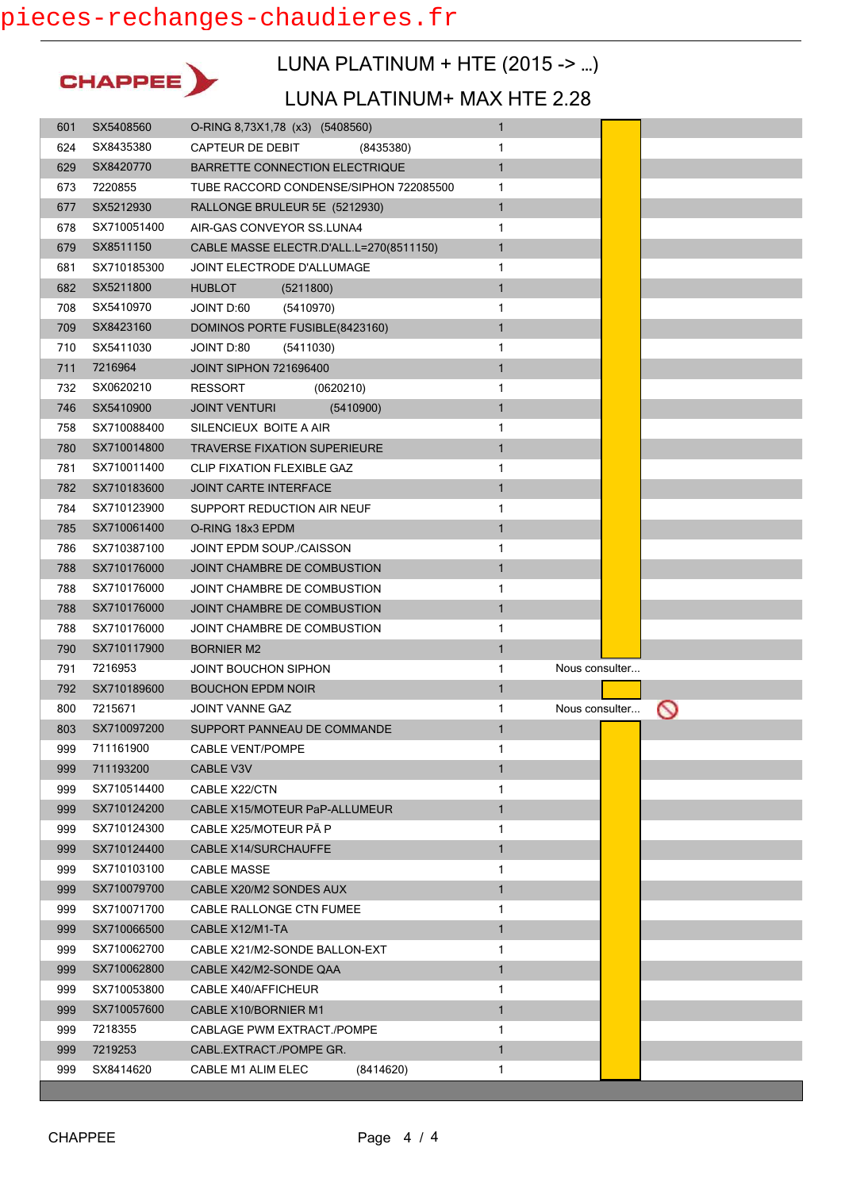pieces-rechanges-chaudieres.fr

CHAPPEE

# LUNA PLATINUM + HTE (2015 -> ...)

## LUNA PLATINUM+ MAX HTE 2.28

| | | | | |
|---|---|---|---|---|
| 601 | SX5408560 | O-RING 8,73X1,78 (x3) (5408560) | 1 | |
| 624 | SX8435380 | CAPTEUR DE DEBIT (8435380) | 1 | |
| 629 | SX8420770 | BARRETTE CONNECTION ELECTRIQUE | 1 | |
| 673 | 7220855 | TUBE RACCORD CONDENSE/SIPHON 722085500 | 1 | |
| 677 | SX5212930 | RALLONGE BRULEUR 5E (5212930) | 1 | |
| 678 | SX710051400 | AIR-GAS CONVEYOR SS.LUNA4 | 1 | |
| 679 | SX8511150 | CABLE MASSE ELECTR.D'ALL.L=270(8511150) | 1 | |
| 681 | SX710185300 | JOINT ELECTRODE D'ALLUMAGE | 1 | |
| 682 | SX5211800 | HUBLOT (5211800) | 1 | |
| 708 | SX5410970 | JOINT D:60 (5410970) | 1 | |
| 709 | SX8423160 | DOMINOS PORTE FUSIBLE(8423160) | 1 | |
| 710 | SX5411030 | JOINT D:80 (5411030) | 1 | |
| 711 | 7216964 | JOINT SIPHON 721696400 | 1 | |
| 732 | SX0620210 | RESSORT (0620210) | 1 | |
| 746 | SX5410900 | JOINT VENTURI (5410900) | 1 | |
| 758 | SX710088400 | SILENCIEUX BOITE A AIR | 1 | |
| 780 | SX710014800 | TRAVERSE FIXATION SUPERIEURE | 1 | |
| 781 | SX710011400 | CLIP FIXATION FLEXIBLE GAZ | 1 | |
| 782 | SX710183600 | JOINT CARTE INTERFACE | 1 | |
| 784 | SX710123900 | SUPPORT REDUCTION AIR NEUF | 1 | |
| 785 | SX710061400 | O-RING 18x3 EPDM | 1 | |
| 786 | SX710387100 | JOINT EPDM SOUP./CAISSON | 1 | |
| 788 | SX710176000 | JOINT CHAMBRE DE COMBUSTION | 1 | |
| 788 | SX710176000 | JOINT CHAMBRE DE COMBUSTION | 1 | |
| 788 | SX710176000 | JOINT CHAMBRE DE COMBUSTION | 1 | |
| 788 | SX710176000 | JOINT CHAMBRE DE COMBUSTION | 1 | |
| 790 | SX710117900 | BORNIER M2 | 1 | |
| 791 | 7216953 | JOINT BOUCHON SIPHON | 1 | Nous consulter... |
| 792 | SX710189600 | BOUCHON EPDM NOIR | 1 | |
| 800 | 7215671 | JOINT VANNE GAZ | 1 | Nous consulter... |
| 803 | SX710097200 | SUPPORT PANNEAU DE COMMANDE | 1 | |
| 999 | 711161900 | CABLE VENT/POMPE | 1 | |
| 999 | 711193200 | CABLE V3V | 1 | |
| 999 | SX710514400 | CABLE X22/CTN | 1 | |
| 999 | SX710124200 | CABLE X15/MOTEUR PaP-ALLUMEUR | 1 | |
| 999 | SX710124300 | CABLE X25/MOTEUR PÃ P | 1 | |
| 999 | SX710124400 | CABLE X14/SURCHAUFFE | 1 | |
| 999 | SX710103100 | CABLE MASSE | 1 | |
| 999 | SX710079700 | CABLE X20/M2 SONDES AUX | 1 | |
| 999 | SX710071700 | CABLE RALLONGE CTN FUMEE | 1 | |
| 999 | SX710066500 | CABLE X12/M1-TA | 1 | |
| 999 | SX710062700 | CABLE X21/M2-SONDE BALLON-EXT | 1 | |
| 999 | SX710062800 | CABLE X42/M2-SONDE QAA | 1 | |
| 999 | SX710053800 | CABLE X40/AFFICHEUR | 1 | |
| 999 | SX710057600 | CABLE X10/BORNIER M1 | 1 | |
| 999 | 7218355 | CABLAGE PWM EXTRACT./POMPE | 1 | |
| 999 | 7219253 | CABL.EXTRACT./POMPE GR. | 1 | |
| 999 | SX8414620 | CABLE M1 ALIM ELEC (8414620) | 1 | |

CHAPPEE